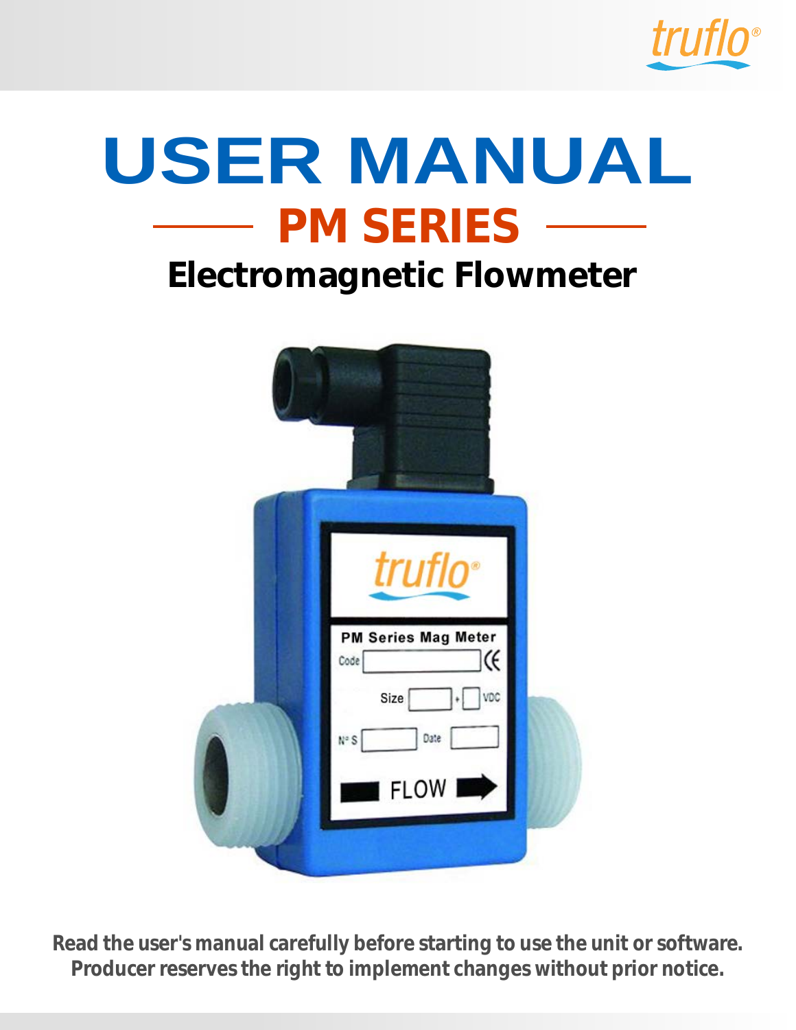truflo®

# USER MANUAL

## PM SERIES

## Electromagnetic Flowmeter

**Read the user's manual carefully before starting to use the unit or software.**
**Producer reserves the right to implement changes without prior notice.**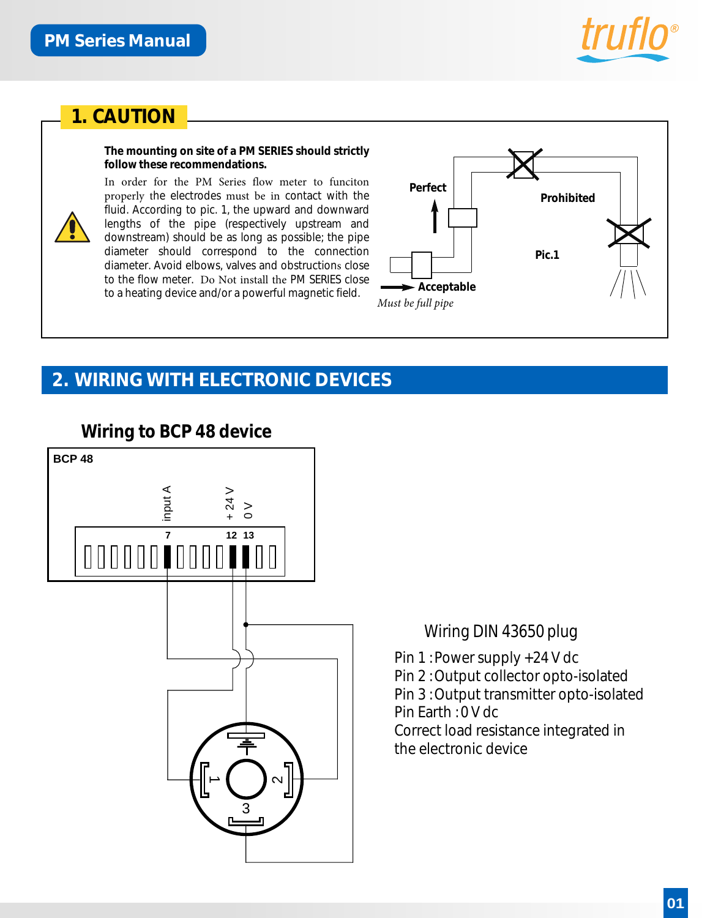## 1. CAUTION

**The mounting on site of a PM SERIES should strictly follow these recommendations.**

In order for the PM Series flow meter to funciton properly the electrodes must be in contact with the fluid. According to pic. 1, the upward and downward lengths of the pipe (respectively upstream and downstream) should be as long as possible; the pipe diameter should correspond to the connection diameter. Avoid elbows, valves and obstructions close to the flow meter. Do Not install the PM SERIES close to a heating device and/or a powerful magnetic field.

Perfect

Prohibited

Pic.1

Acceptable

*Must be full pipe*

## 2. WIRING WITH ELECTRONIC DEVICES

### Wiring to BCP 48 device

BCP 48

input A

+ 24 V

0 V

7

12

13

1

2

3

Wiring DIN 43650 plug

Pin 1 : Power supply +24 V dc
Pin 2 : Output collector opto-isolated
Pin 3 : Output transmitter opto-isolated
Pin Earth : 0 V dc
Correct load resistance integrated in the electronic device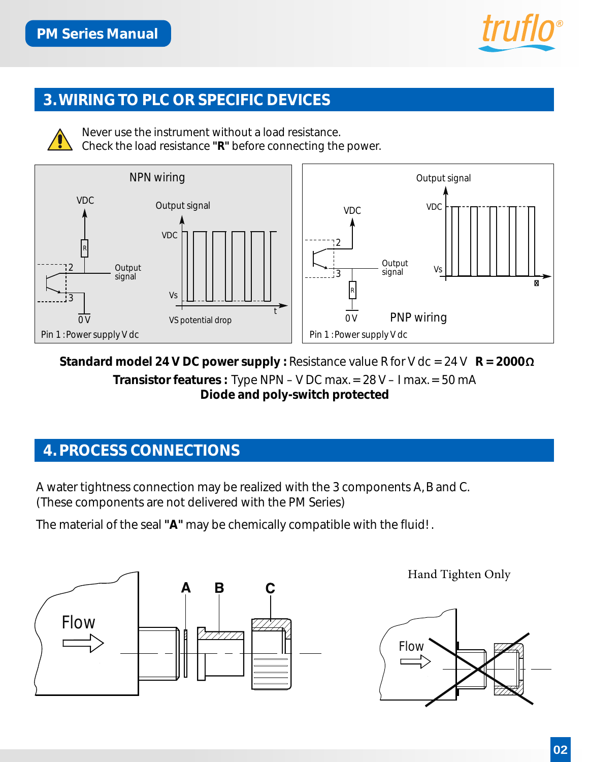## 3. WIRING TO PLC OR SPECIFIC DEVICES

Never use the instrument without a load resistance.
Check the load resistance **"R"** before connecting the power.

NPN wiring

VDC

R

2

3

0 V

Output signal

Output signal

VDC

Vs

t

VS potential drop

Pin 1 : Power supply V dc

Output signal

VDC

2

3

R

0 V

Output signal

VDC

Vs

PNP wiring

Pin 1 : Power supply V dc

**Standard model 24 V DC power supply :** Resistance value R for V dc = 24 V **R = 2000Ω**

**Transistor features :** Type NPN – V DC max. = 28 V – I max. = 50 mA

**Diode and poly-switch protected**

## 4. PROCESS CONNECTIONS

A water tightness connection may be realized with the 3 components A, B and C.
(These components are not delivered with the PM Series)

The material of the seal **"A"** may be chemically compatible with the fluid! .

Flow

A B C

Hand Tighten Only

Flow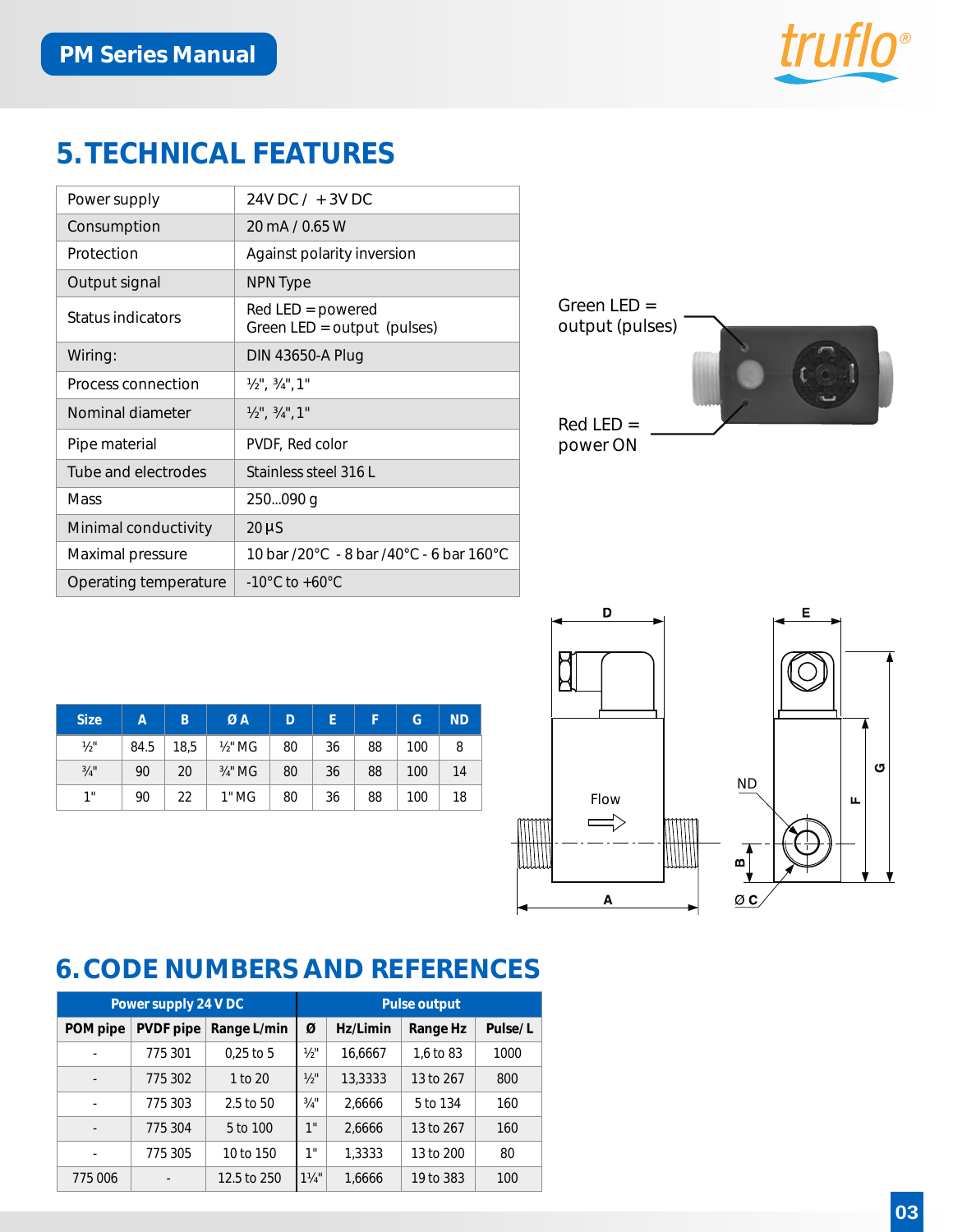# 5. TECHNICAL FEATURES

| | |
|---|---|
| Power supply | 24V DC / + 3V DC |
| Consumption | 20 mA / 0.65 W |
| Protection | Against polarity inversion |
| Output signal | NPN Type |
| Status indicators | Red LED = powered<br>Green LED = output (pulses) |
| Wiring: | DIN 43650-A Plug |
| Process connection | ½", ¾", 1" |
| Nominal diameter | ½", ¾", 1" |
| Pipe material | PVDF, Red color |
| Tube and electrodes | Stainless steel 316 L |
| Mass | 250...090 g |
| Minimal conductivity | 20 µS |
| Maximal pressure | 10 bar /20°C - 8 bar /40°C - 6 bar 160°C |
| Operating temperature | -10°C to +60°C |

Green LED = output (pulses)

Red LED = power ON

| Size | A | B | Ø A | D | E | F | G | ND |
|---|---|---|---|---|---|---|---|---|
| ½" | 84.5 | 18,5 | ½" MG | 80 | 36 | 88 | 100 | 8 |
| ¾" | 90 | 20 | ¾" MG | 80 | 36 | 88 | 100 | 14 |
| 1" | 90 | 22 | 1" MG | 80 | 36 | 88 | 100 | 18 |

D
E
Flow
ND
G
F
B
A
Ø C

# 6. CODE NUMBERS AND REFERENCES

| Power supply 24 V DC | | | Pulse output | | | |
|---|---|---|---|---|---|---|
| **POM pipe** | **PVDF pipe** | **Range L/min** | **Ø** | **Hz/Limin** | **Range Hz** | **Pulse/ L** |
| - | 775 301 | 0,25 to 5 | ½" | 16,6667 | 1,6 to 83 | 1000 |
| - | 775 302 | 1 to 20 | ½" | 13,3333 | 13 to 267 | 800 |
| - | 775 303 | 2.5 to 50 | ¾" | 2,6666 | 5 to 134 | 160 |
| - | 775 304 | 5 to 100 | 1" | 2,6666 | 13 to 267 | 160 |
| - | 775 305 | 10 to 150 | 1" | 1,3333 | 13 to 200 | 80 |
| 775 006 | - | 12.5 to 250 | 1¼" | 1,6666 | 19 to 383 | 100 |